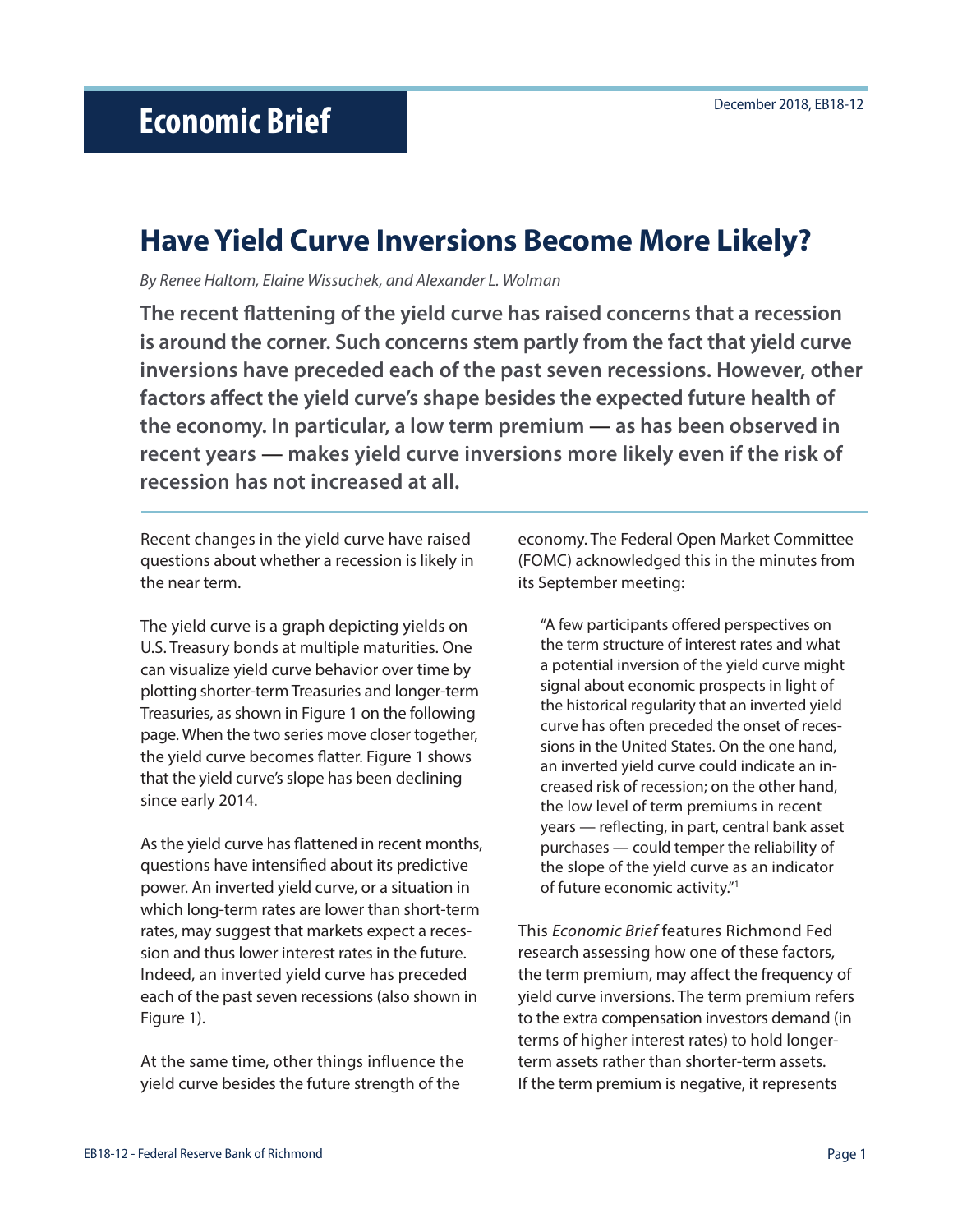# Economic Brief

December 2018, EB18-12

## Have Yield Curve Inversions Become More Likely?

*By Renee Haltom, Elaine Wissuchek, and Alexander L. Wolman*

**The recent flattening of the yield curve has raised concerns that a recession is around the corner. Such concerns stem partly from the fact that yield curve inversions have preceded each of the past seven recessions. However, other factors affect the yield curve's shape besides the expected future health of the economy. In particular, a low term premium — as has been observed in recent years — makes yield curve inversions more likely even if the risk of recession has not increased at all.**

Recent changes in the yield curve have raised questions about whether a recession is likely in the near term.

The yield curve is a graph depicting yields on U.S. Treasury bonds at multiple maturities. One can visualize yield curve behavior over time by plotting shorter-term Treasuries and longer-term Treasuries, as shown in Figure 1 on the following page. When the two series move closer together, the yield curve becomes flatter. Figure 1 shows that the yield curve's slope has been declining since early 2014.

As the yield curve has flattened in recent months, questions have intensified about its predictive power. An inverted yield curve, or a situation in which long-term rates are lower than short-term rates, may suggest that markets expect a recession and thus lower interest rates in the future. Indeed, an inverted yield curve has preceded each of the past seven recessions (also shown in Figure 1).

At the same time, other things influence the yield curve besides the future strength of the economy. The Federal Open Market Committee (FOMC) acknowledged this in the minutes from its September meeting:

> "A few participants offered perspectives on the term structure of interest rates and what a potential inversion of the yield curve might signal about economic prospects in light of the historical regularity that an inverted yield curve has often preceded the onset of recessions in the United States. On the one hand, an inverted yield curve could indicate an increased risk of recession; on the other hand, the low level of term premiums in recent years — reflecting, in part, central bank asset purchases — could temper the reliability of the slope of the yield curve as an indicator of future economic activity."[1]

This *Economic Brief* features Richmond Fed research assessing how one of these factors, the term premium, may affect the frequency of yield curve inversions. The term premium refers to the extra compensation investors demand (in terms of higher interest rates) to hold longer-term assets rather than shorter-term assets. If the term premium is negative, it represents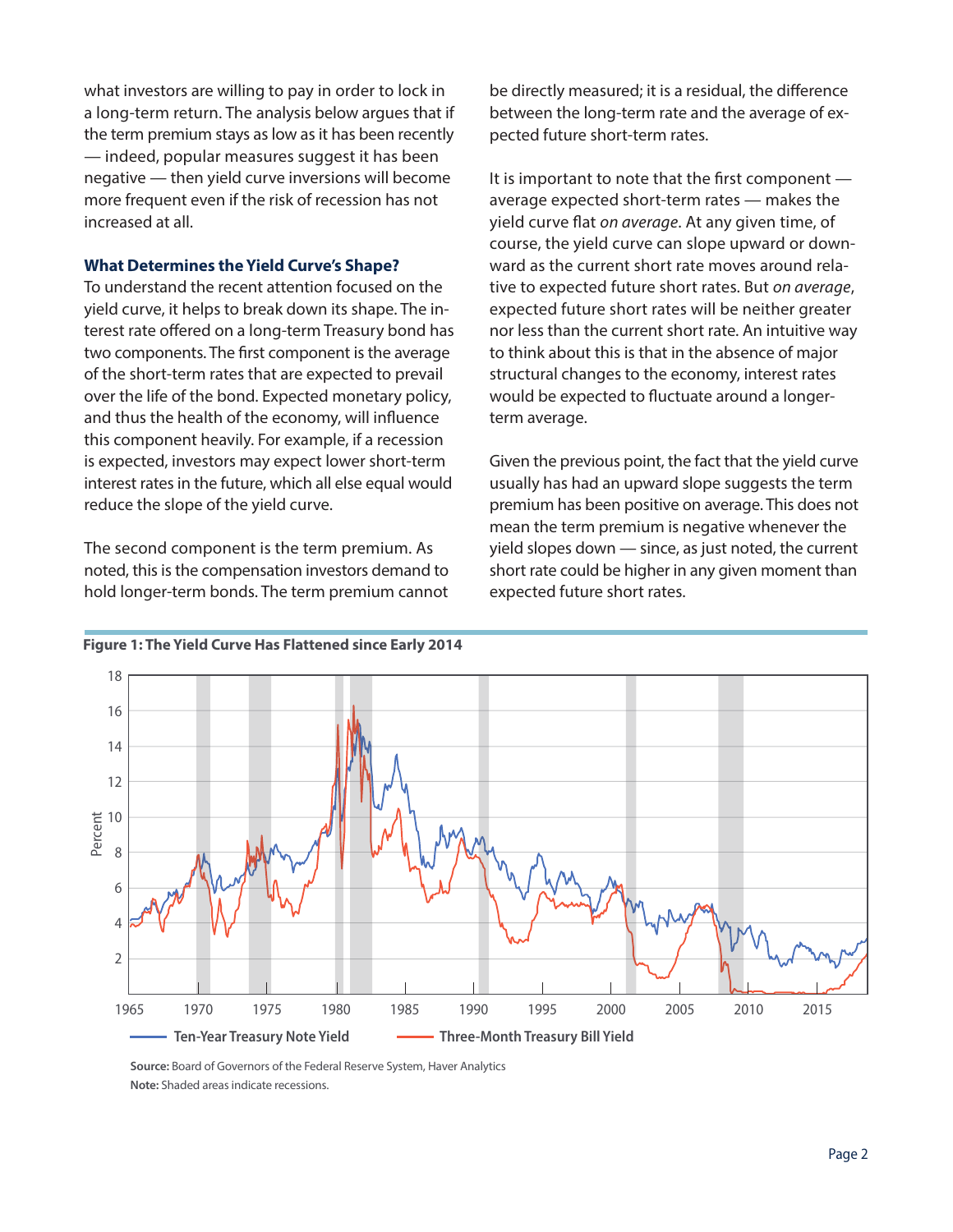what investors are willing to pay in order to lock in a long-term return. The analysis below argues that if the term premium stays as low as it has been recently — indeed, popular measures suggest it has been negative — then yield curve inversions will become more frequent even if the risk of recession has not increased at all.

### What Determines the Yield Curve's Shape?

To understand the recent attention focused on the yield curve, it helps to break down its shape. The interest rate offered on a long-term Treasury bond has two components. The first component is the average of the short-term rates that are expected to prevail over the life of the bond. Expected monetary policy, and thus the health of the economy, will influence this component heavily. For example, if a recession is expected, investors may expect lower short-term interest rates in the future, which all else equal would reduce the slope of the yield curve.

The second component is the term premium. As noted, this is the compensation investors demand to hold longer-term bonds. The term premium cannot be directly measured; it is a residual, the difference between the long-term rate and the average of expected future short-term rates.

It is important to note that the first component — average expected short-term rates — makes the yield curve flat *on average*. At any given time, of course, the yield curve can slope upward or downward as the current short rate moves around relative to expected future short rates. But *on average*, expected future short rates will be neither greater nor less than the current short rate. An intuitive way to think about this is that in the absence of major structural changes to the economy, interest rates would be expected to fluctuate around a longer-term average.

Given the previous point, the fact that the yield curve usually has had an upward slope suggests the term premium has been positive on average. This does not mean the term premium is negative whenever the yield slopes down — since, as just noted, the current short rate could be higher in any given moment than expected future short rates.

**Figure 1: The Yield Curve Has Flattened since Early 2014**

**Source:** Board of Governors of the Federal Reserve System, Haver Analytics
**Note:** Shaded areas indicate recessions.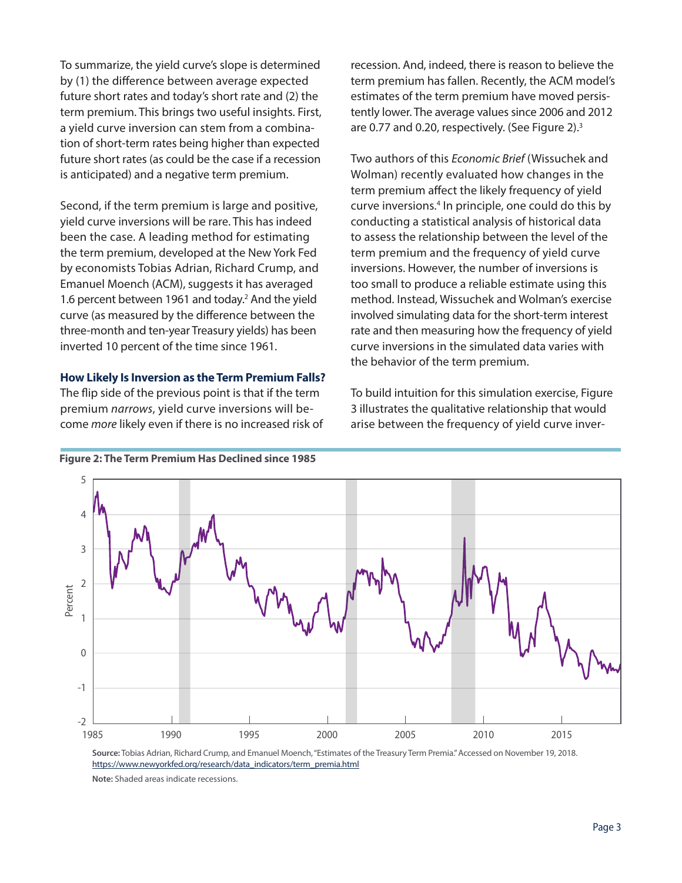To summarize, the yield curve's slope is determined by (1) the difference between average expected future short rates and today's short rate and (2) the term premium. This brings two useful insights. First, a yield curve inversion can stem from a combination of short-term rates being higher than expected future short rates (as could be the case if a recession is anticipated) and a negative term premium.

Second, if the term premium is large and positive, yield curve inversions will be rare. This has indeed been the case. A leading method for estimating the term premium, developed at the New York Fed by economists Tobias Adrian, Richard Crump, and Emanuel Moench (ACM), suggests it has averaged 1.6 percent between 1961 and today.[2] And the yield curve (as measured by the difference between the three-month and ten-year Treasury yields) has been inverted 10 percent of the time since 1961.

### How Likely Is Inversion as the Term Premium Falls?

The flip side of the previous point is that if the term premium *narrows*, yield curve inversions will become *more* likely even if there is no increased risk of recession. And, indeed, there is reason to believe the term premium has fallen. Recently, the ACM model's estimates of the term premium have moved persistently lower. The average values since 2006 and 2012 are 0.77 and 0.20, respectively. (See Figure 2).[3]

Two authors of this *Economic Brief* (Wissuchek and Wolman) recently evaluated how changes in the term premium affect the likely frequency of yield curve inversions.[4] In principle, one could do this by conducting a statistical analysis of historical data to assess the relationship between the level of the term premium and the frequency of yield curve inversions. However, the number of inversions is too small to produce a reliable estimate using this method. Instead, Wissuchek and Wolman's exercise involved simulating data for the short-term interest rate and then measuring how the frequency of yield curve inversions in the simulated data varies with the behavior of the term premium.

To build intuition for this simulation exercise, Figure 3 illustrates the qualitative relationship that would arise between the frequency of yield curve inver-

**Figure 2: The Term Premium Has Declined since 1985**

**Source:** Tobias Adrian, Richard Crump, and Emanuel Moench, "Estimates of the Treasury Term Premia." Accessed on November 19, 2018. https://www.newyorkfed.org/research/data_indicators/term_premia.html

**Note:** Shaded areas indicate recessions.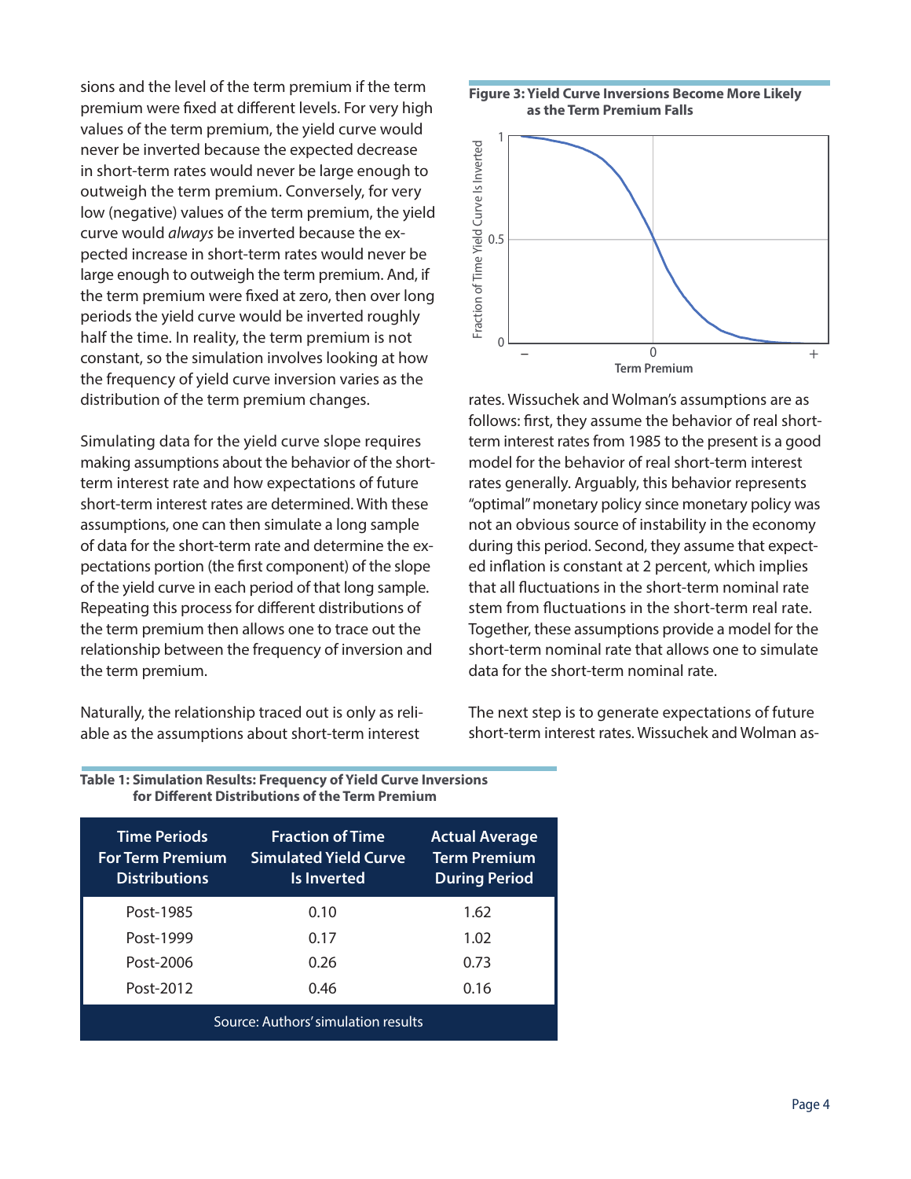sions and the level of the term premium if the term premium were fixed at different levels. For very high values of the term premium, the yield curve would never be inverted because the expected decrease in short-term rates would never be large enough to outweigh the term premium. Conversely, for very low (negative) values of the term premium, the yield curve would *always* be inverted because the expected increase in short-term rates would never be large enough to outweigh the term premium. And, if the term premium were fixed at zero, then over long periods the yield curve would be inverted roughly half the time. In reality, the term premium is not constant, so the simulation involves looking at how the frequency of yield curve inversion varies as the distribution of the term premium changes.

Simulating data for the yield curve slope requires making assumptions about the behavior of the short-term interest rate and how expectations of future short-term interest rates are determined. With these assumptions, one can then simulate a long sample of data for the short-term rate and determine the expectations portion (the first component) of the slope of the yield curve in each period of that long sample. Repeating this process for different distributions of the term premium then allows one to trace out the relationship between the frequency of inversion and the term premium.

Naturally, the relationship traced out is only as reliable as the assumptions about short-term interest rates. Wissuchek and Wolman's assumptions are as follows: first, they assume the behavior of real short-term interest rates from 1985 to the present is a good model for the behavior of real short-term interest rates generally. Arguably, this behavior represents "optimal" monetary policy since monetary policy was not an obvious source of instability in the economy during this period. Second, they assume that expected inflation is constant at 2 percent, which implies that all fluctuations in the short-term nominal rate stem from fluctuations in the short-term real rate. Together, these assumptions provide a model for the short-term nominal rate that allows one to simulate data for the short-term nominal rate.

The next step is to generate expectations of future short-term interest rates. Wissuchek and Wolman as-

**Figure 3: Yield Curve Inversions Become More Likely as the Term Premium Falls**

**Table 1: Simulation Results: Frequency of Yield Curve Inversions for Different Distributions of the Term Premium**

| Time Periods For Term Premium Distributions | Fraction of Time Simulated Yield Curve Is Inverted | Actual Average Term Premium During Period |
|---|---|---|
| Post-1985 | 0.10 | 1.62 |
| Post-1999 | 0.17 | 1.02 |
| Post-2006 | 0.26 | 0.73 |
| Post-2012 | 0.46 | 0.16 |

Source: Authors' simulation results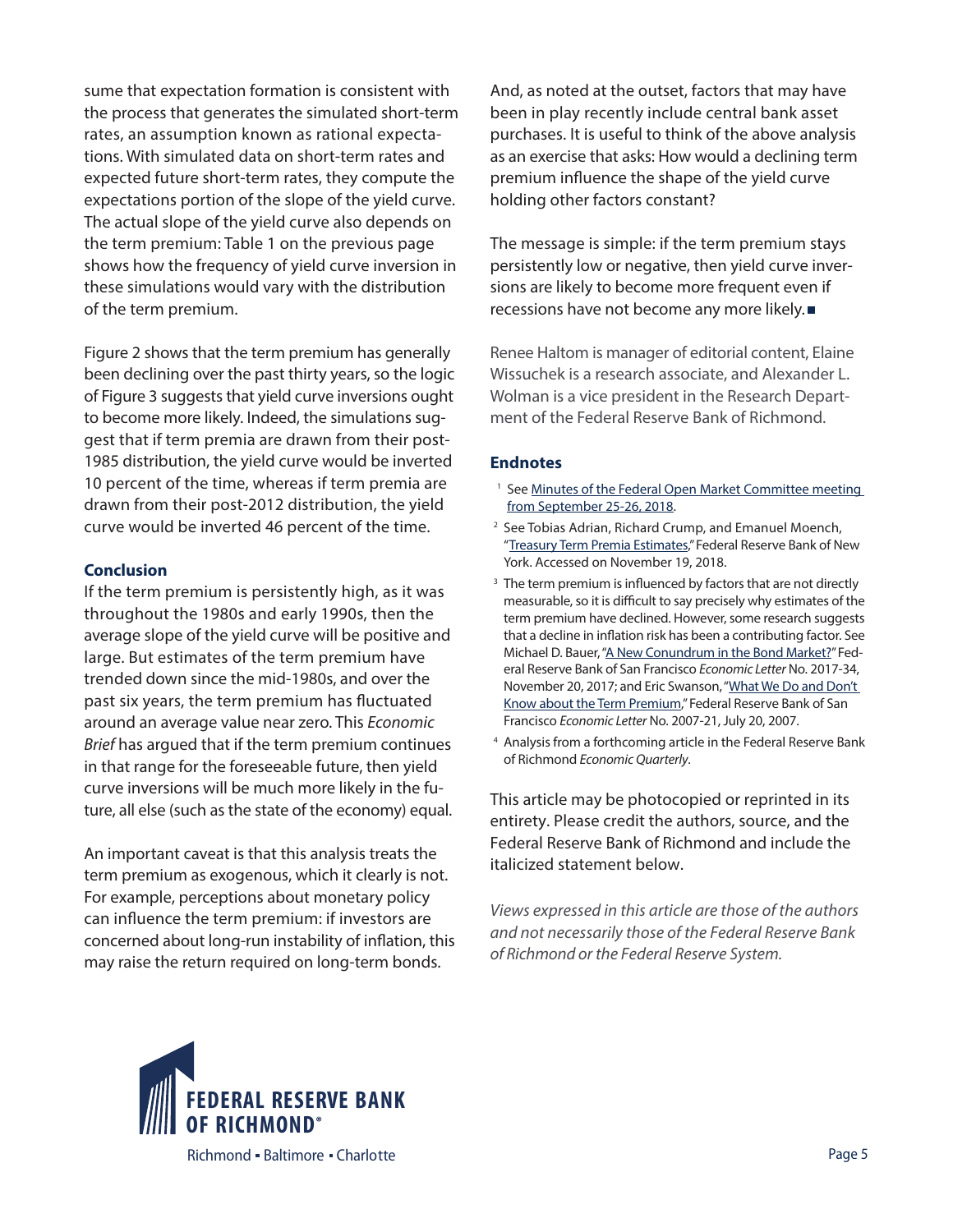sume that expectation formation is consistent with the process that generates the simulated short-term rates, an assumption known as rational expectations. With simulated data on short-term rates and expected future short-term rates, they compute the expectations portion of the slope of the yield curve. The actual slope of the yield curve also depends on the term premium: Table 1 on the previous page shows how the frequency of yield curve inversion in these simulations would vary with the distribution of the term premium.

Figure 2 shows that the term premium has generally been declining over the past thirty years, so the logic of Figure 3 suggests that yield curve inversions ought to become more likely. Indeed, the simulations suggest that if term premia are drawn from their post-1985 distribution, the yield curve would be inverted 10 percent of the time, whereas if term premia are drawn from their post-2012 distribution, the yield curve would be inverted 46 percent of the time.

### Conclusion

If the term premium is persistently high, as it was throughout the 1980s and early 1990s, then the average slope of the yield curve will be positive and large. But estimates of the term premium have trended down since the mid-1980s, and over the past six years, the term premium has fluctuated around an average value near zero. This *Economic Brief* has argued that if the term premium continues in that range for the foreseeable future, then yield curve inversions will be much more likely in the future, all else (such as the state of the economy) equal.

An important caveat is that this analysis treats the term premium as exogenous, which it clearly is not. For example, perceptions about monetary policy can influence the term premium: if investors are concerned about long-run instability of inflation, this may raise the return required on long-term bonds. And, as noted at the outset, factors that may have been in play recently include central bank asset purchases. It is useful to think of the above analysis as an exercise that asks: How would a declining term premium influence the shape of the yield curve holding other factors constant?

The message is simple: if the term premium stays persistently low or negative, then yield curve inversions are likely to become more frequent even if recessions have not become any more likely. ■

Renee Haltom is manager of editorial content, Elaine Wissuchek is a research associate, and Alexander L. Wolman is a vice president in the Research Department of the Federal Reserve Bank of Richmond.

### Endnotes

1. See Minutes of the Federal Open Market Committee meeting from September 25-26, 2018.
2. See Tobias Adrian, Richard Crump, and Emanuel Moench, "Treasury Term Premia Estimates," Federal Reserve Bank of New York. Accessed on November 19, 2018.
3. The term premium is influenced by factors that are not directly measurable, so it is difficult to say precisely why estimates of the term premium have declined. However, some research suggests that a decline in inflation risk has been a contributing factor. See Michael D. Bauer, "A New Conundrum in the Bond Market?" Federal Reserve Bank of San Francisco *Economic Letter* No. 2017-34, November 20, 2017; and Eric Swanson, "What We Do and Don't Know about the Term Premium," Federal Reserve Bank of San Francisco *Economic Letter* No. 2007-21, July 20, 2007.
4. Analysis from a forthcoming article in the Federal Reserve Bank of Richmond *Economic Quarterly*.

This article may be photocopied or reprinted in its entirety. Please credit the authors, source, and the Federal Reserve Bank of Richmond and include the italicized statement below.

*Views expressed in this article are those of the authors and not necessarily those of the Federal Reserve Bank of Richmond or the Federal Reserve System.*

FEDERAL RESERVE BANK OF RICHMOND®

Richmond ▪ Baltimore ▪ Charlotte